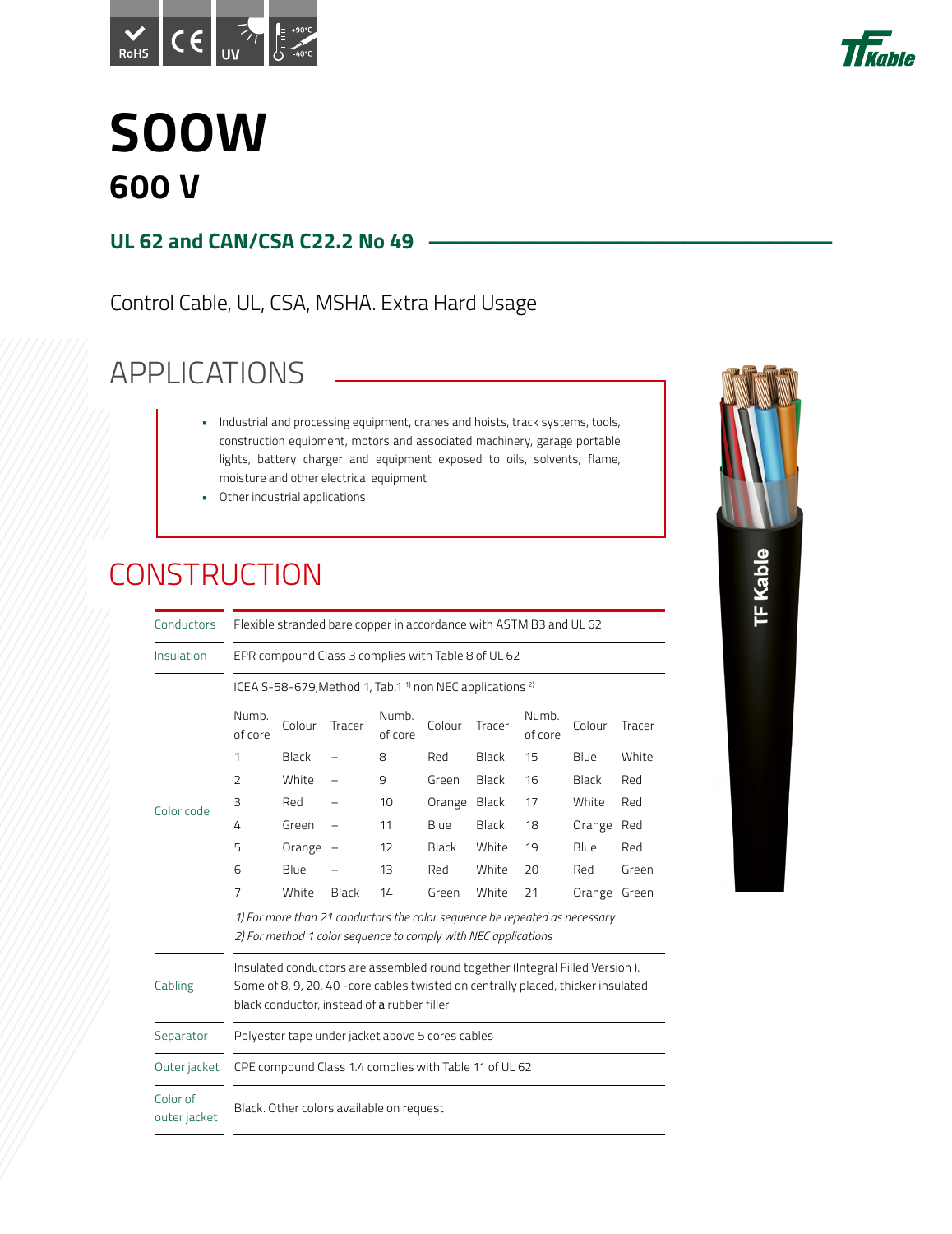# SOOW

## 600 V

### UL 62 and CAN/CSA C22.2 No 49

Control Cable, UL, CSA, MSHA. Extra Hard Usage

## APPLICATIONS

- Industrial and processing equipment, cranes and hoists, track systems, tools, construction equipment, motors and associated machinery, garage portable lights, battery charger and equipment exposed to oils, solvents, flame, moisture and other electrical equipment
- Other industrial applications

## CONSTRUCTION

| | |
|---|---|
| Conductors | Flexible stranded bare copper in accordance with ASTM B3 and UL 62 |
| Insulation | EPR compound Class 3 complies with Table 8 of UL 62 |

**Color code**

ICEA S-58-679,Method 1, Tab.1 [1] non NEC applications [2]

| Numb. of core | Colour | Tracer | Numb. of core | Colour | Tracer | Numb. of core | Colour | Tracer |
|---|---|---|---|---|---|---|---|---|
| 1 | Black | – | 8 | Red | Black | 15 | Blue | White |
| 2 | White | – | 9 | Green | Black | 16 | Black | Red |
| 3 | Red | – | 10 | Orange | Black | 17 | White | Red |
| 4 | Green | – | 11 | Blue | Black | 18 | Orange | Red |
| 5 | Orange | – | 12 | Black | White | 19 | Blue | Red |
| 6 | Blue | – | 13 | Red | White | 20 | Red | Green |
| 7 | White | Black | 14 | Green | White | 21 | Orange | Green |

*1) For more than 21 conductors the color sequence be repeated as necessary*
*2) For method 1 color sequence to comply with NEC applications*

| | |
|---|---|
| Cabling | Insulated conductors are assembled round together (Integral Filled Version ). Some of 8, 9, 20, 40 -core cables twisted on centrally placed, thicker insulated black conductor, instead of a rubber filler |
| Separator | Polyester tape under jacket above 5 cores cables |
| Outer jacket | CPE compound Class 1.4 complies with Table 11 of UL 62 |
| Color of outer jacket | Black. Other colors available on request |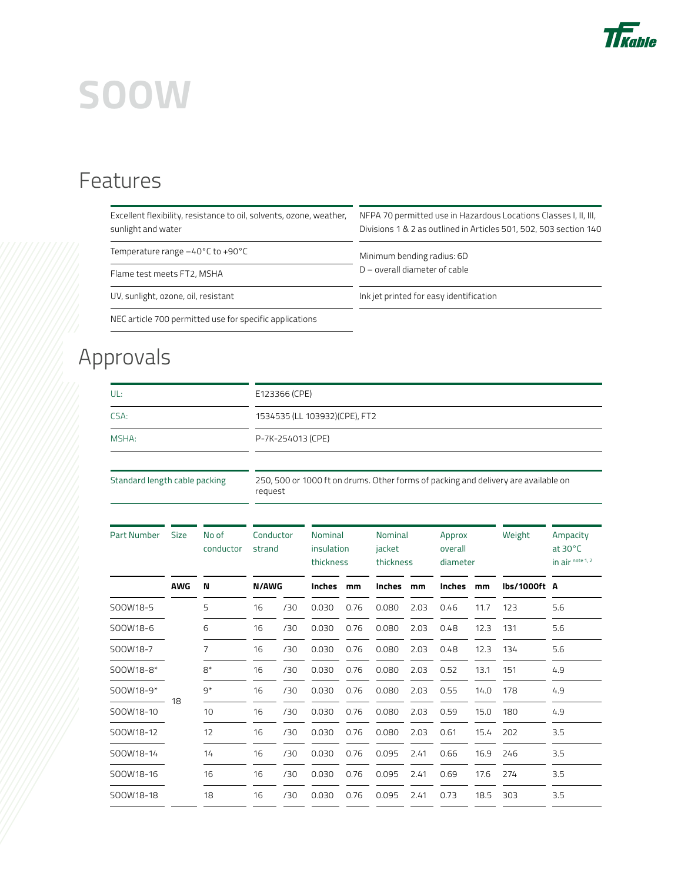# SOOW

## Features

| | |
|---|---|
| Excellent flexibility, resistance to oil, solvents, ozone, weather, sunlight and water | NFPA 70 permitted use in Hazardous Locations Classes I, II, III, Divisions 1 & 2 as outlined in Articles 501, 502, 503 section 140 |
| Temperature range −40°C to +90°C | Minimum bending radius: 6D<br>D – overall diameter of cable |
| Flame test meets FT2, MSHA | |
| UV, sunlight, ozone, oil, resistant | Ink jet printed for easy identification |
| NEC article 700 permitted use for specific applications | |

## Approvals

| | |
|---|---|
| UL: | E123366 (CPE) |
| CSA: | 1534535 (LL 103932)(CPE), FT2 |
| MSHA: | P-7K-254013 (CPE) |

| | |
|---|---|
| Standard length cable packing | 250, 500 or 1000 ft on drums. Other forms of packing and delivery are available on request |

| Part Number | Size | No of conductor | Conductor strand | | Nominal insulation thickness | | Nominal jacket thickness | | Approx overall diameter | | Weight | Ampacity at 30°C in air note 1, 2 |
|---|---|---|---|---|---|---|---|---|---|---|---|---|
| | AWG | N | N/AWG | | Inches | mm | Inches | mm | Inches | mm | lbs/1000ft | A |
| SOOW18-5 | 18 | 5 | 16 | /30 | 0.030 | 0.76 | 0.080 | 2.03 | 0.46 | 11.7 | 123 | 5.6 |
| SOOW18-6 | 18 | 6 | 16 | /30 | 0.030 | 0.76 | 0.080 | 2.03 | 0.48 | 12.3 | 131 | 5.6 |
| SOOW18-7 | 18 | 7 | 16 | /30 | 0.030 | 0.76 | 0.080 | 2.03 | 0.48 | 12.3 | 134 | 5.6 |
| SOOW18-8* | 18 | 8* | 16 | /30 | 0.030 | 0.76 | 0.080 | 2.03 | 0.52 | 13.1 | 151 | 4.9 |
| SOOW18-9* | 18 | 9* | 16 | /30 | 0.030 | 0.76 | 0.080 | 2.03 | 0.55 | 14.0 | 178 | 4.9 |
| SOOW18-10 | 18 | 10 | 16 | /30 | 0.030 | 0.76 | 0.080 | 2.03 | 0.59 | 15.0 | 180 | 4.9 |
| SOOW18-12 | 18 | 12 | 16 | /30 | 0.030 | 0.76 | 0.080 | 2.03 | 0.61 | 15.4 | 202 | 3.5 |
| SOOW18-14 | 18 | 14 | 16 | /30 | 0.030 | 0.76 | 0.095 | 2.41 | 0.66 | 16.9 | 246 | 3.5 |
| SOOW18-16 | 18 | 16 | 16 | /30 | 0.030 | 0.76 | 0.095 | 2.41 | 0.69 | 17.6 | 274 | 3.5 |
| SOOW18-18 | 18 | 18 | 16 | /30 | 0.030 | 0.76 | 0.095 | 2.41 | 0.73 | 18.5 | 303 | 3.5 |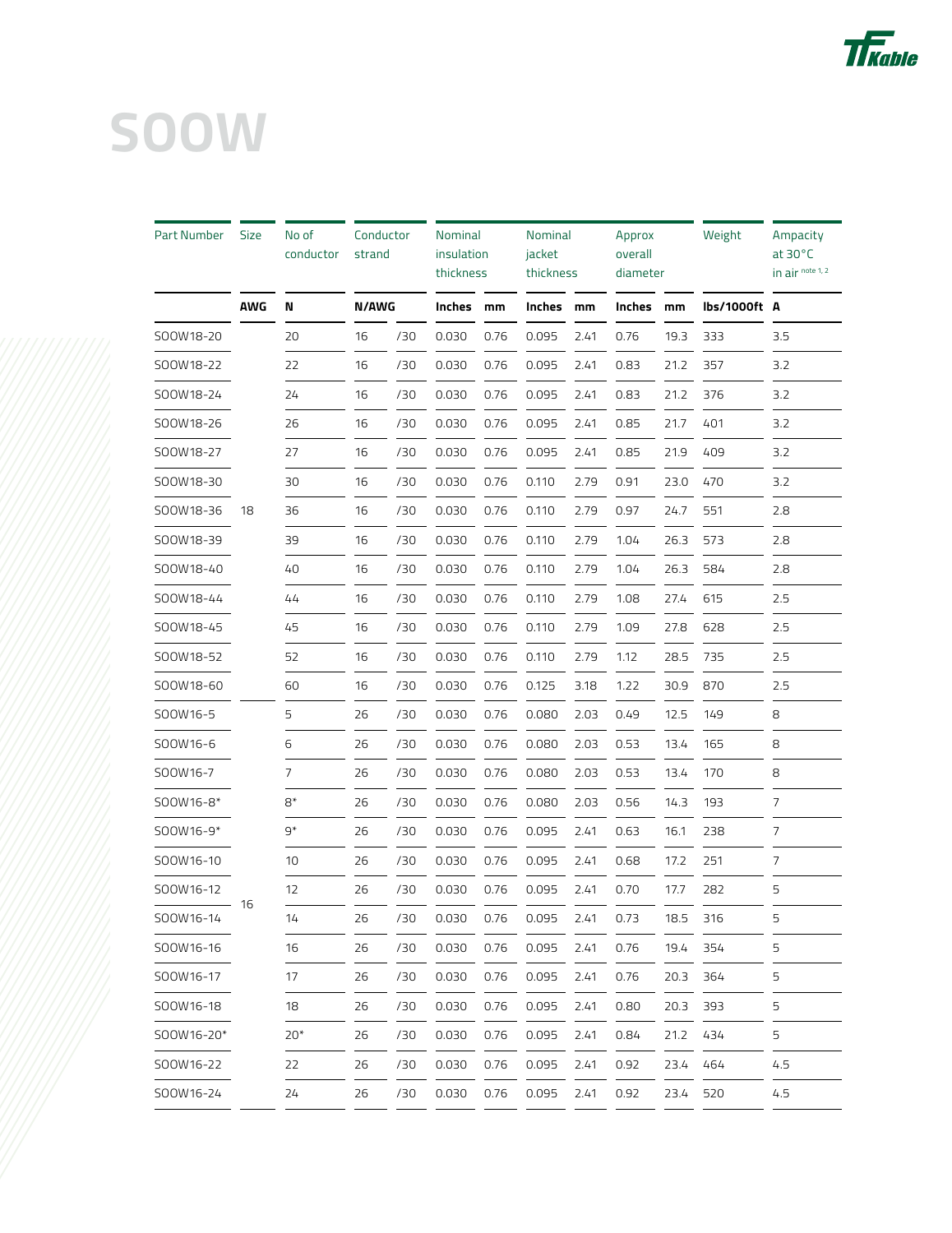# SOOW

| Part Number | Size | No of conductor | Conductor strand | | Nominal insulation thickness | | Nominal jacket thickness | | Approx overall diameter | | Weight | Ampacity at 30°C in air note 1, 2 |
|---|---|---|---|---|---|---|---|---|---|---|---|---|
| | AWG | N | N/AWG | | Inches | mm | Inches | mm | Inches | mm | lbs/1000ft | A |
| SOOW18-20 | 18 | 20 | 16 | /30 | 0.030 | 0.76 | 0.095 | 2.41 | 0.76 | 19.3 | 333 | 3.5 |
| SOOW18-22 | 18 | 22 | 16 | /30 | 0.030 | 0.76 | 0.095 | 2.41 | 0.83 | 21.2 | 357 | 3.2 |
| SOOW18-24 | 18 | 24 | 16 | /30 | 0.030 | 0.76 | 0.095 | 2.41 | 0.83 | 21.2 | 376 | 3.2 |
| SOOW18-26 | 18 | 26 | 16 | /30 | 0.030 | 0.76 | 0.095 | 2.41 | 0.85 | 21.7 | 401 | 3.2 |
| SOOW18-27 | 18 | 27 | 16 | /30 | 0.030 | 0.76 | 0.095 | 2.41 | 0.85 | 21.9 | 409 | 3.2 |
| SOOW18-30 | 18 | 30 | 16 | /30 | 0.030 | 0.76 | 0.110 | 2.79 | 0.91 | 23.0 | 470 | 3.2 |
| SOOW18-36 | 18 | 36 | 16 | /30 | 0.030 | 0.76 | 0.110 | 2.79 | 0.97 | 24.7 | 551 | 2.8 |
| SOOW18-39 | 18 | 39 | 16 | /30 | 0.030 | 0.76 | 0.110 | 2.79 | 1.04 | 26.3 | 573 | 2.8 |
| SOOW18-40 | 18 | 40 | 16 | /30 | 0.030 | 0.76 | 0.110 | 2.79 | 1.04 | 26.3 | 584 | 2.8 |
| SOOW18-44 | 18 | 44 | 16 | /30 | 0.030 | 0.76 | 0.110 | 2.79 | 1.08 | 27.4 | 615 | 2.5 |
| SOOW18-45 | 18 | 45 | 16 | /30 | 0.030 | 0.76 | 0.110 | 2.79 | 1.09 | 27.8 | 628 | 2.5 |
| SOOW18-52 | 18 | 52 | 16 | /30 | 0.030 | 0.76 | 0.110 | 2.79 | 1.12 | 28.5 | 735 | 2.5 |
| SOOW18-60 | 18 | 60 | 16 | /30 | 0.030 | 0.76 | 0.125 | 3.18 | 1.22 | 30.9 | 870 | 2.5 |
| SOOW16-5 | 16 | 5 | 26 | /30 | 0.030 | 0.76 | 0.080 | 2.03 | 0.49 | 12.5 | 149 | 8 |
| SOOW16-6 | 16 | 6 | 26 | /30 | 0.030 | 0.76 | 0.080 | 2.03 | 0.53 | 13.4 | 165 | 8 |
| SOOW16-7 | 16 | 7 | 26 | /30 | 0.030 | 0.76 | 0.080 | 2.03 | 0.53 | 13.4 | 170 | 8 |
| SOOW16-8* | 16 | 8* | 26 | /30 | 0.030 | 0.76 | 0.080 | 2.03 | 0.56 | 14.3 | 193 | 7 |
| SOOW16-9* | 16 | 9* | 26 | /30 | 0.030 | 0.76 | 0.095 | 2.41 | 0.63 | 16.1 | 238 | 7 |
| SOOW16-10 | 16 | 10 | 26 | /30 | 0.030 | 0.76 | 0.095 | 2.41 | 0.68 | 17.2 | 251 | 7 |
| SOOW16-12 | 16 | 12 | 26 | /30 | 0.030 | 0.76 | 0.095 | 2.41 | 0.70 | 17.7 | 282 | 5 |
| SOOW16-14 | 16 | 14 | 26 | /30 | 0.030 | 0.76 | 0.095 | 2.41 | 0.73 | 18.5 | 316 | 5 |
| SOOW16-16 | 16 | 16 | 26 | /30 | 0.030 | 0.76 | 0.095 | 2.41 | 0.76 | 19.4 | 354 | 5 |
| SOOW16-17 | 16 | 17 | 26 | /30 | 0.030 | 0.76 | 0.095 | 2.41 | 0.76 | 20.3 | 364 | 5 |
| SOOW16-18 | 16 | 18 | 26 | /30 | 0.030 | 0.76 | 0.095 | 2.41 | 0.80 | 20.3 | 393 | 5 |
| SOOW16-20* | 16 | 20* | 26 | /30 | 0.030 | 0.76 | 0.095 | 2.41 | 0.84 | 21.2 | 434 | 5 |
| SOOW16-22 | 16 | 22 | 26 | /30 | 0.030 | 0.76 | 0.095 | 2.41 | 0.92 | 23.4 | 464 | 4.5 |
| SOOW16-24 | 16 | 24 | 26 | /30 | 0.030 | 0.76 | 0.095 | 2.41 | 0.92 | 23.4 | 520 | 4.5 |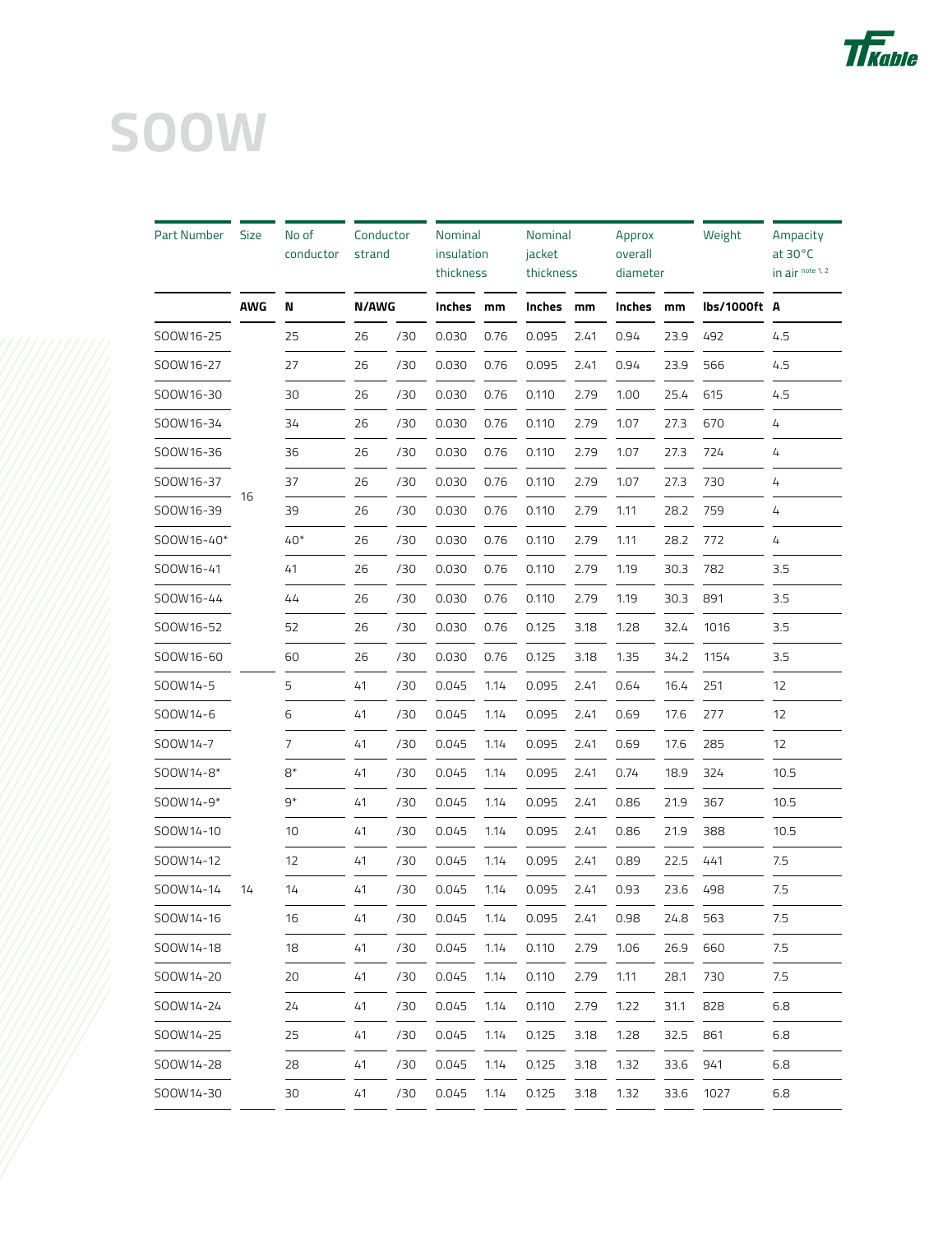# SOOW

| Part Number | Size | No of conductor | Conductor strand | | Nominal insulation thickness | | Nominal jacket thickness | | Approx overall diameter | | Weight | Ampacity at 30°C in air note 1, 2 |
|---|---|---|---|---|---|---|---|---|---|---|---|---|
| | AWG | N | N/AWG | | Inches | mm | Inches | mm | Inches | mm | lbs/1000ft | A |
| SOOW16-25 | 16 | 25 | 26 | /30 | 0.030 | 0.76 | 0.095 | 2.41 | 0.94 | 23.9 | 492 | 4.5 |
| SOOW16-27 | 16 | 27 | 26 | /30 | 0.030 | 0.76 | 0.095 | 2.41 | 0.94 | 23.9 | 566 | 4.5 |
| SOOW16-30 | 16 | 30 | 26 | /30 | 0.030 | 0.76 | 0.110 | 2.79 | 1.00 | 25.4 | 615 | 4.5 |
| SOOW16-34 | 16 | 34 | 26 | /30 | 0.030 | 0.76 | 0.110 | 2.79 | 1.07 | 27.3 | 670 | 4 |
| SOOW16-36 | 16 | 36 | 26 | /30 | 0.030 | 0.76 | 0.110 | 2.79 | 1.07 | 27.3 | 724 | 4 |
| SOOW16-37 | 16 | 37 | 26 | /30 | 0.030 | 0.76 | 0.110 | 2.79 | 1.07 | 27.3 | 730 | 4 |
| SOOW16-39 | 16 | 39 | 26 | /30 | 0.030 | 0.76 | 0.110 | 2.79 | 1.11 | 28.2 | 759 | 4 |
| SOOW16-40* | 16 | 40* | 26 | /30 | 0.030 | 0.76 | 0.110 | 2.79 | 1.11 | 28.2 | 772 | 4 |
| SOOW16-41 | 16 | 41 | 26 | /30 | 0.030 | 0.76 | 0.110 | 2.79 | 1.19 | 30.3 | 782 | 3.5 |
| SOOW16-44 | 16 | 44 | 26 | /30 | 0.030 | 0.76 | 0.110 | 2.79 | 1.19 | 30.3 | 891 | 3.5 |
| SOOW16-52 | 16 | 52 | 26 | /30 | 0.030 | 0.76 | 0.125 | 3.18 | 1.28 | 32.4 | 1016 | 3.5 |
| SOOW16-60 | 16 | 60 | 26 | /30 | 0.030 | 0.76 | 0.125 | 3.18 | 1.35 | 34.2 | 1154 | 3.5 |
| SOOW14-5 | 14 | 5 | 41 | /30 | 0.045 | 1.14 | 0.095 | 2.41 | 0.64 | 16.4 | 251 | 12 |
| SOOW14-6 | 14 | 6 | 41 | /30 | 0.045 | 1.14 | 0.095 | 2.41 | 0.69 | 17.6 | 277 | 12 |
| SOOW14-7 | 14 | 7 | 41 | /30 | 0.045 | 1.14 | 0.095 | 2.41 | 0.69 | 17.6 | 285 | 12 |
| SOOW14-8* | 14 | 8* | 41 | /30 | 0.045 | 1.14 | 0.095 | 2.41 | 0.74 | 18.9 | 324 | 10.5 |
| SOOW14-9* | 14 | 9* | 41 | /30 | 0.045 | 1.14 | 0.095 | 2.41 | 0.86 | 21.9 | 367 | 10.5 |
| SOOW14-10 | 14 | 10 | 41 | /30 | 0.045 | 1.14 | 0.095 | 2.41 | 0.86 | 21.9 | 388 | 10.5 |
| SOOW14-12 | 14 | 12 | 41 | /30 | 0.045 | 1.14 | 0.095 | 2.41 | 0.89 | 22.5 | 441 | 7.5 |
| SOOW14-14 | 14 | 14 | 41 | /30 | 0.045 | 1.14 | 0.095 | 2.41 | 0.93 | 23.6 | 498 | 7.5 |
| SOOW14-16 | 14 | 16 | 41 | /30 | 0.045 | 1.14 | 0.095 | 2.41 | 0.98 | 24.8 | 563 | 7.5 |
| SOOW14-18 | 14 | 18 | 41 | /30 | 0.045 | 1.14 | 0.110 | 2.79 | 1.06 | 26.9 | 660 | 7.5 |
| SOOW14-20 | 14 | 20 | 41 | /30 | 0.045 | 1.14 | 0.110 | 2.79 | 1.11 | 28.1 | 730 | 7.5 |
| SOOW14-24 | 14 | 24 | 41 | /30 | 0.045 | 1.14 | 0.110 | 2.79 | 1.22 | 31.1 | 828 | 6.8 |
| SOOW14-25 | 14 | 25 | 41 | /30 | 0.045 | 1.14 | 0.125 | 3.18 | 1.28 | 32.5 | 861 | 6.8 |
| SOOW14-28 | 14 | 28 | 41 | /30 | 0.045 | 1.14 | 0.125 | 3.18 | 1.32 | 33.6 | 941 | 6.8 |
| SOOW14-30 | 14 | 30 | 41 | /30 | 0.045 | 1.14 | 0.125 | 3.18 | 1.32 | 33.6 | 1027 | 6.8 |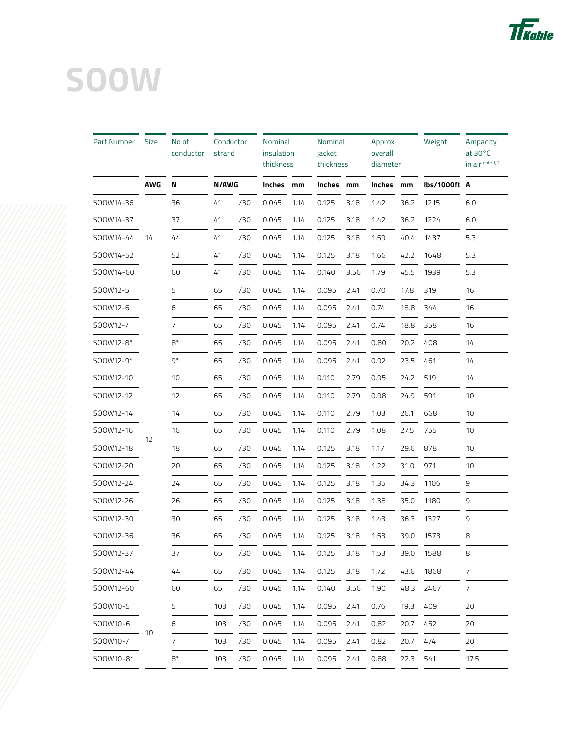# SOOW

| Part Number | Size | No of conductor | Conductor strand | | Nominal insulation thickness | | Nominal jacket thickness | | Approx overall diameter | | Weight | Ampacity at 30°C in air note 1, 2 |
|---|---|---|---|---|---|---|---|---|---|---|---|---|
| | AWG | N | N/AWG | | Inches | mm | Inches | mm | Inches | mm | lbs/1000ft | A |
| SOOW14-36 | 14 | 36 | 41 | /30 | 0.045 | 1.14 | 0.125 | 3.18 | 1.42 | 36.2 | 1215 | 6.0 |
| SOOW14-37 | | 37 | 41 | /30 | 0.045 | 1.14 | 0.125 | 3.18 | 1.42 | 36.2 | 1224 | 6.0 |
| SOOW14-44 | | 44 | 41 | /30 | 0.045 | 1.14 | 0.125 | 3.18 | 1.59 | 40.4 | 1437 | 5.3 |
| SOOW14-52 | | 52 | 41 | /30 | 0.045 | 1.14 | 0.125 | 3.18 | 1.66 | 42.2 | 1648 | 5.3 |
| SOOW14-60 | | 60 | 41 | /30 | 0.045 | 1.14 | 0.140 | 3.56 | 1.79 | 45.5 | 1939 | 5.3 |
| SOOW12-5 | 12 | 5 | 65 | /30 | 0.045 | 1.14 | 0.095 | 2.41 | 0.70 | 17.8 | 319 | 16 |
| SOOW12-6 | | 6 | 65 | /30 | 0.045 | 1.14 | 0.095 | 2.41 | 0.74 | 18.8 | 344 | 16 |
| SOOW12-7 | | 7 | 65 | /30 | 0.045 | 1.14 | 0.095 | 2.41 | 0.74 | 18.8 | 358 | 16 |
| SOOW12-8* | | 8* | 65 | /30 | 0.045 | 1.14 | 0.095 | 2.41 | 0.80 | 20.2 | 408 | 14 |
| SOOW12-9* | | 9* | 65 | /30 | 0.045 | 1.14 | 0.095 | 2.41 | 0.92 | 23.5 | 461 | 14 |
| SOOW12-10 | | 10 | 65 | /30 | 0.045 | 1.14 | 0.110 | 2.79 | 0.95 | 24.2 | 519 | 14 |
| SOOW12-12 | | 12 | 65 | /30 | 0.045 | 1.14 | 0.110 | 2.79 | 0.98 | 24.9 | 591 | 10 |
| SOOW12-14 | | 14 | 65 | /30 | 0.045 | 1.14 | 0.110 | 2.79 | 1.03 | 26.1 | 668 | 10 |
| SOOW12-16 | | 16 | 65 | /30 | 0.045 | 1.14 | 0.110 | 2.79 | 1.08 | 27.5 | 755 | 10 |
| SOOW12-18 | | 18 | 65 | /30 | 0.045 | 1.14 | 0.125 | 3.18 | 1.17 | 29.6 | 878 | 10 |
| SOOW12-20 | | 20 | 65 | /30 | 0.045 | 1.14 | 0.125 | 3.18 | 1.22 | 31.0 | 971 | 10 |
| SOOW12-24 | | 24 | 65 | /30 | 0.045 | 1.14 | 0.125 | 3.18 | 1.35 | 34.3 | 1106 | 9 |
| SOOW12-26 | | 26 | 65 | /30 | 0.045 | 1.14 | 0.125 | 3.18 | 1.38 | 35.0 | 1180 | 9 |
| SOOW12-30 | | 30 | 65 | /30 | 0.045 | 1.14 | 0.125 | 3.18 | 1.43 | 36.3 | 1327 | 9 |
| SOOW12-36 | | 36 | 65 | /30 | 0.045 | 1.14 | 0.125 | 3.18 | 1.53 | 39.0 | 1573 | 8 |
| SOOW12-37 | | 37 | 65 | /30 | 0.045 | 1.14 | 0.125 | 3.18 | 1.53 | 39.0 | 1588 | 8 |
| SOOW12-44 | | 44 | 65 | /30 | 0.045 | 1.14 | 0.125 | 3.18 | 1.72 | 43.6 | 1868 | 7 |
| SOOW12-60 | | 60 | 65 | /30 | 0.045 | 1.14 | 0.140 | 3.56 | 1.90 | 48.3 | 2467 | 7 |
| SOOW10-5 | 10 | 5 | 103 | /30 | 0.045 | 1.14 | 0.095 | 2.41 | 0.76 | 19.3 | 409 | 20 |
| SOOW10-6 | | 6 | 103 | /30 | 0.045 | 1.14 | 0.095 | 2.41 | 0.82 | 20.7 | 452 | 20 |
| SOOW10-7 | | 7 | 103 | /30 | 0.045 | 1.14 | 0.095 | 2.41 | 0.82 | 20.7 | 474 | 20 |
| SOOW10-8* | | 8* | 103 | /30 | 0.045 | 1.14 | 0.095 | 2.41 | 0.88 | 22.3 | 541 | 17.5 |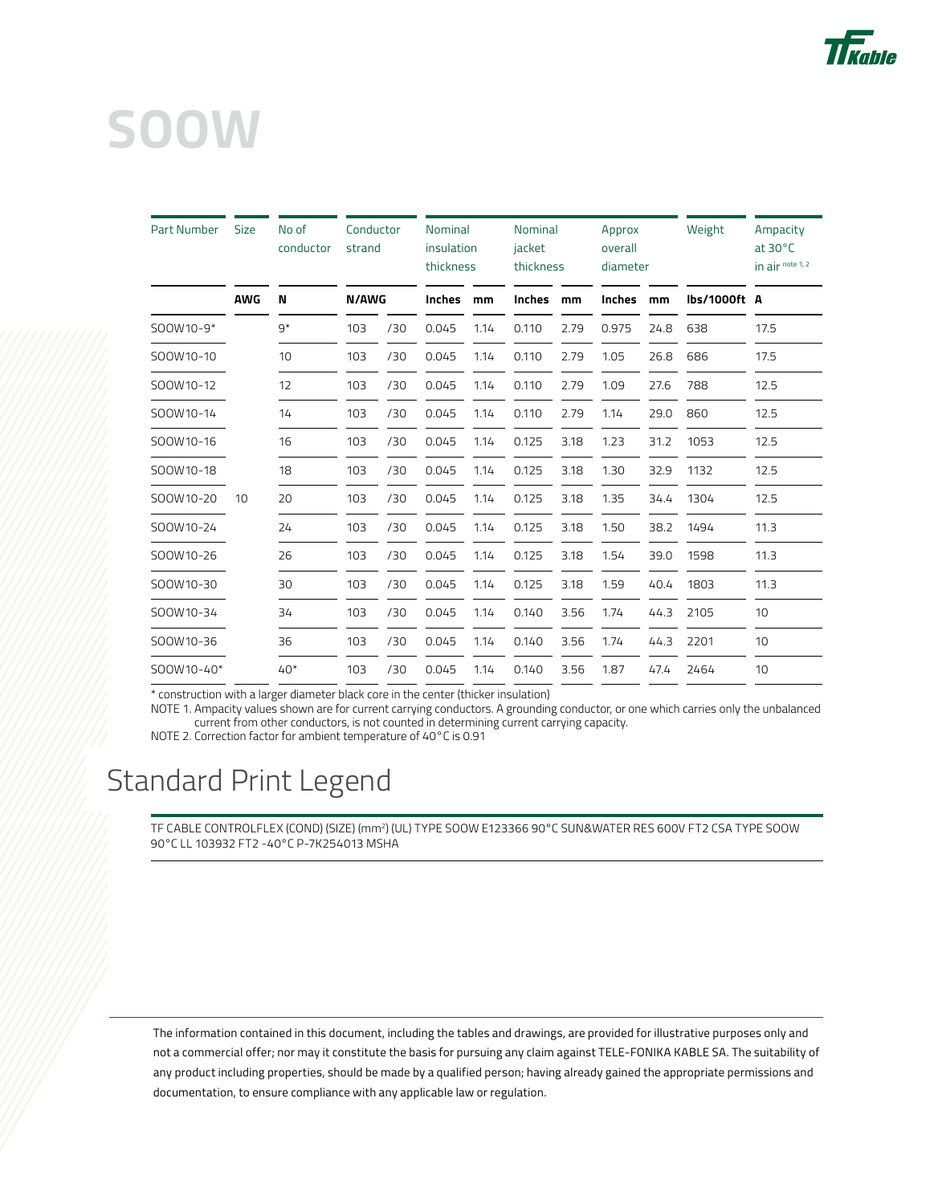# SOOW

| Part Number | Size | No of conductor | Conductor strand | | Nominal insulation thickness | | Nominal jacket thickness | | Approx overall diameter | | Weight | Ampacity at 30°C in air note 1, 2 |
|---|---|---|---|---|---|---|---|---|---|---|---|---|
| | AWG | N | N/AWG | | Inches | mm | Inches | mm | Inches | mm | lbs/1000ft | A |
| SOOW10-9* | 10 | 9* | 103 | /30 | 0.045 | 1.14 | 0.110 | 2.79 | 0.975 | 24.8 | 638 | 17.5 |
| SOOW10-10 | | 10 | 103 | /30 | 0.045 | 1.14 | 0.110 | 2.79 | 1.05 | 26.8 | 686 | 17.5 |
| SOOW10-12 | | 12 | 103 | /30 | 0.045 | 1.14 | 0.110 | 2.79 | 1.09 | 27.6 | 788 | 12.5 |
| SOOW10-14 | | 14 | 103 | /30 | 0.045 | 1.14 | 0.110 | 2.79 | 1.14 | 29.0 | 860 | 12.5 |
| SOOW10-16 | | 16 | 103 | /30 | 0.045 | 1.14 | 0.125 | 3.18 | 1.23 | 31.2 | 1053 | 12.5 |
| SOOW10-18 | | 18 | 103 | /30 | 0.045 | 1.14 | 0.125 | 3.18 | 1.30 | 32.9 | 1132 | 12.5 |
| SOOW10-20 | | 20 | 103 | /30 | 0.045 | 1.14 | 0.125 | 3.18 | 1.35 | 34.4 | 1304 | 12.5 |
| SOOW10-24 | | 24 | 103 | /30 | 0.045 | 1.14 | 0.125 | 3.18 | 1.50 | 38.2 | 1494 | 11.3 |
| SOOW10-26 | | 26 | 103 | /30 | 0.045 | 1.14 | 0.125 | 3.18 | 1.54 | 39.0 | 1598 | 11.3 |
| SOOW10-30 | | 30 | 103 | /30 | 0.045 | 1.14 | 0.125 | 3.18 | 1.59 | 40.4 | 1803 | 11.3 |
| SOOW10-34 | | 34 | 103 | /30 | 0.045 | 1.14 | 0.140 | 3.56 | 1.74 | 44.3 | 2105 | 10 |
| SOOW10-36 | | 36 | 103 | /30 | 0.045 | 1.14 | 0.140 | 3.56 | 1.74 | 44.3 | 2201 | 10 |
| SOOW10-40* | | 40* | 103 | /30 | 0.045 | 1.14 | 0.140 | 3.56 | 1.87 | 47.4 | 2464 | 10 |

* construction with a larger diameter black core in the center (thicker insulation)

NOTE 1. Ampacity values shown are for current carrying conductors. A grounding conductor, or one which carries only the unbalanced current from other conductors, is not counted in determining current carrying capacity.

NOTE 2. Correction factor for ambient temperature of 40°C is 0.91

# Standard Print Legend

TF CABLE CONTROLFLEX (COND) (SIZE) (mm$^2$) (UL) TYPE SOOW E123366 90°C SUN&WATER RES 600V FT2 CSA TYPE SOOW 90°C LL 103932 FT2 -40°C P-7K254013 MSHA

The information contained in this document, including the tables and drawings, are provided for illustrative purposes only and not a commercial offer; nor may it constitute the basis for pursuing any claim against TELE-FONIKA KABLE SA. The suitability of any product including properties, should be made by a qualified person; having already gained the appropriate permissions and documentation, to ensure compliance with any applicable law or regulation.